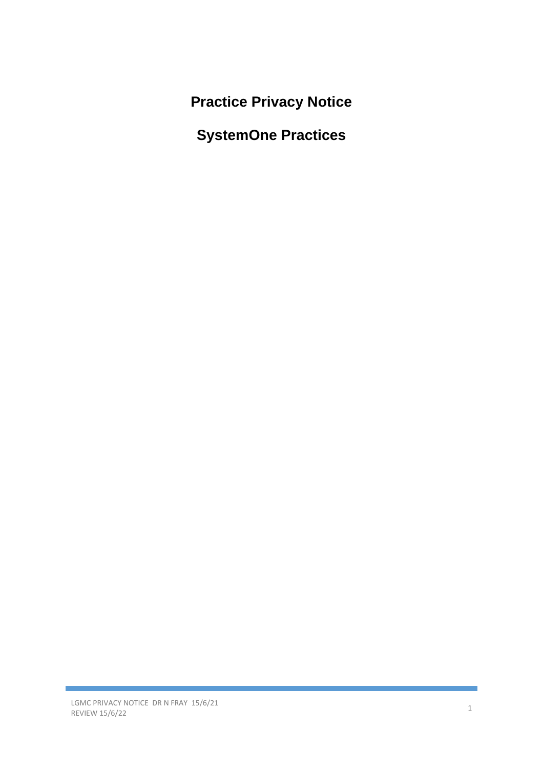# Practice Privacy Notice

## SystemOne Practices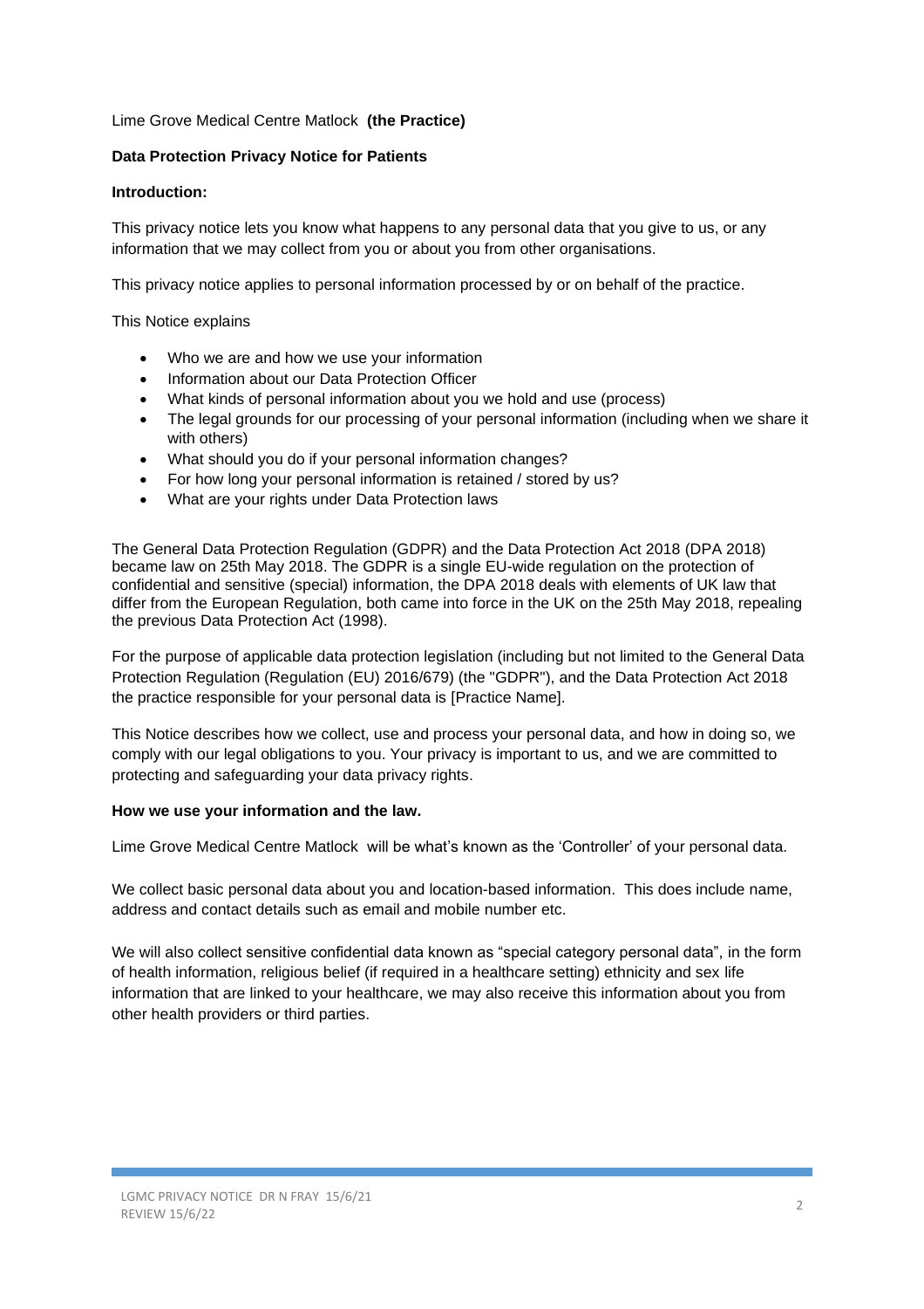Lime Grove Medical Centre Matlock **(the Practice)**

**Data Protection Privacy Notice for Patients**

**Introduction:**

This privacy notice lets you know what happens to any personal data that you give to us, or any information that we may collect from you or about you from other organisations.

This privacy notice applies to personal information processed by or on behalf of the practice.

This Notice explains

- Who we are and how we use your information
- Information about our Data Protection Officer
- What kinds of personal information about you we hold and use (process)
- The legal grounds for our processing of your personal information (including when we share it with others)
- What should you do if your personal information changes?
- For how long your personal information is retained / stored by us?
- What are your rights under Data Protection laws

The General Data Protection Regulation (GDPR) and the Data Protection Act 2018 (DPA 2018) became law on 25th May 2018. The GDPR is a single EU-wide regulation on the protection of confidential and sensitive (special) information, the DPA 2018 deals with elements of UK law that differ from the European Regulation, both came into force in the UK on the 25th May 2018, repealing the previous Data Protection Act (1998).

For the purpose of applicable data protection legislation (including but not limited to the General Data Protection Regulation (Regulation (EU) 2016/679) (the "GDPR"), and the Data Protection Act 2018 the practice responsible for your personal data is [Practice Name].

This Notice describes how we collect, use and process your personal data, and how in doing so, we comply with our legal obligations to you. Your privacy is important to us, and we are committed to protecting and safeguarding your data privacy rights.

**How we use your information and the law.**

Lime Grove Medical Centre Matlock will be what's known as the 'Controller' of your personal data.

We collect basic personal data about you and location-based information. This does include name, address and contact details such as email and mobile number etc.

We will also collect sensitive confidential data known as "special category personal data", in the form of health information, religious belief (if required in a healthcare setting) ethnicity and sex life information that are linked to your healthcare, we may also receive this information about you from other health providers or third parties.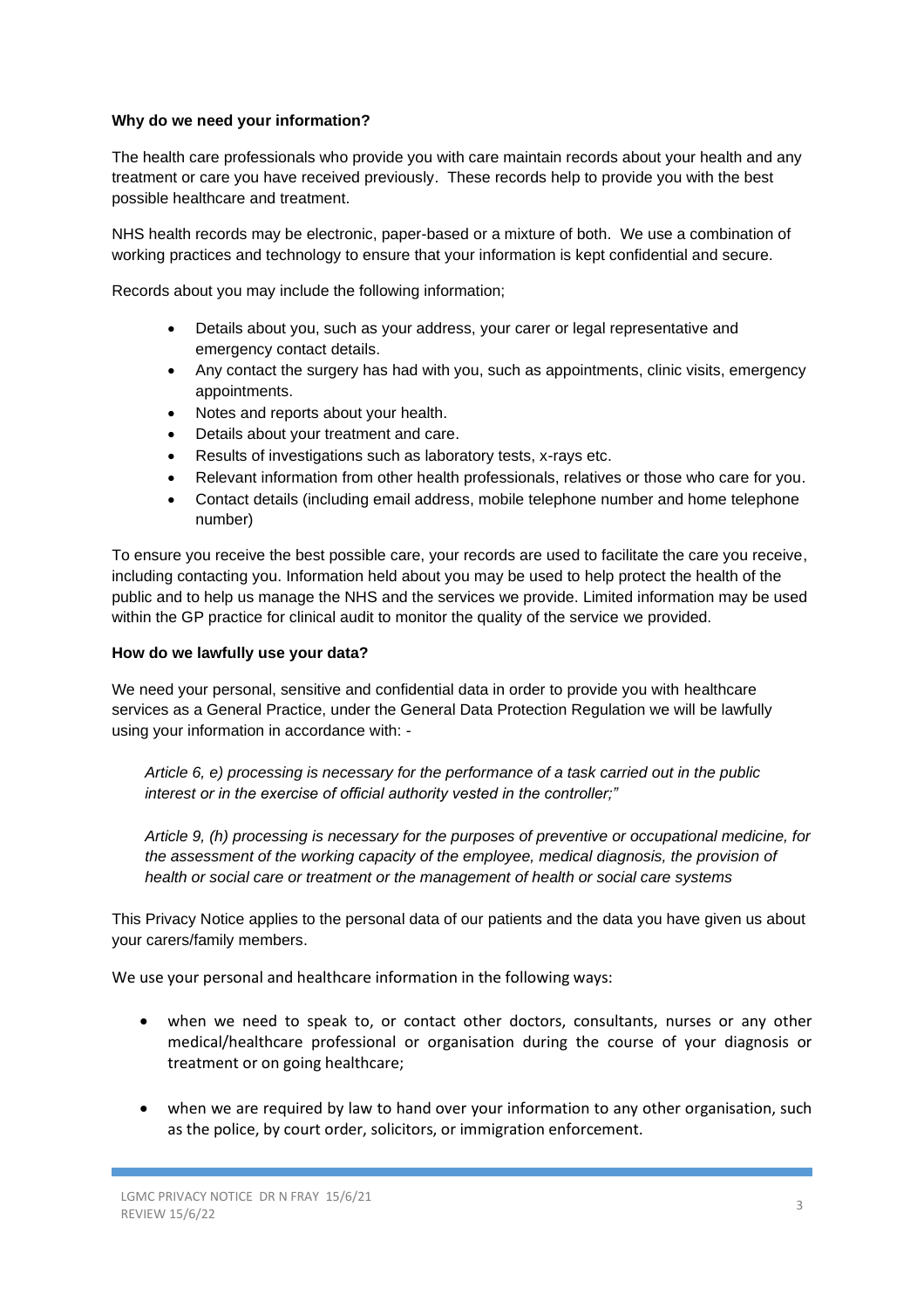**Why do we need your information?**

The health care professionals who provide you with care maintain records about your health and any treatment or care you have received previously. These records help to provide you with the best possible healthcare and treatment.

NHS health records may be electronic, paper-based or a mixture of both. We use a combination of working practices and technology to ensure that your information is kept confidential and secure.

Records about you may include the following information;

- Details about you, such as your address, your carer or legal representative and emergency contact details.
- Any contact the surgery has had with you, such as appointments, clinic visits, emergency appointments.
- Notes and reports about your health.
- Details about your treatment and care.
- Results of investigations such as laboratory tests, x-rays etc.
- Relevant information from other health professionals, relatives or those who care for you.
- Contact details (including email address, mobile telephone number and home telephone number)

To ensure you receive the best possible care, your records are used to facilitate the care you receive, including contacting you. Information held about you may be used to help protect the health of the public and to help us manage the NHS and the services we provide. Limited information may be used within the GP practice for clinical audit to monitor the quality of the service we provided.

**How do we lawfully use your data?**

We need your personal, sensitive and confidential data in order to provide you with healthcare services as a General Practice, under the General Data Protection Regulation we will be lawfully using your information in accordance with: -

> *Article 6, e) processing is necessary for the performance of a task carried out in the public interest or in the exercise of official authority vested in the controller;"*
>
> *Article 9, (h) processing is necessary for the purposes of preventive or occupational medicine, for the assessment of the working capacity of the employee, medical diagnosis, the provision of health or social care or treatment or the management of health or social care systems*

This Privacy Notice applies to the personal data of our patients and the data you have given us about your carers/family members.

We use your personal and healthcare information in the following ways:

- when we need to speak to, or contact other doctors, consultants, nurses or any other medical/healthcare professional or organisation during the course of your diagnosis or treatment or on going healthcare;

- when we are required by law to hand over your information to any other organisation, such as the police, by court order, solicitors, or immigration enforcement.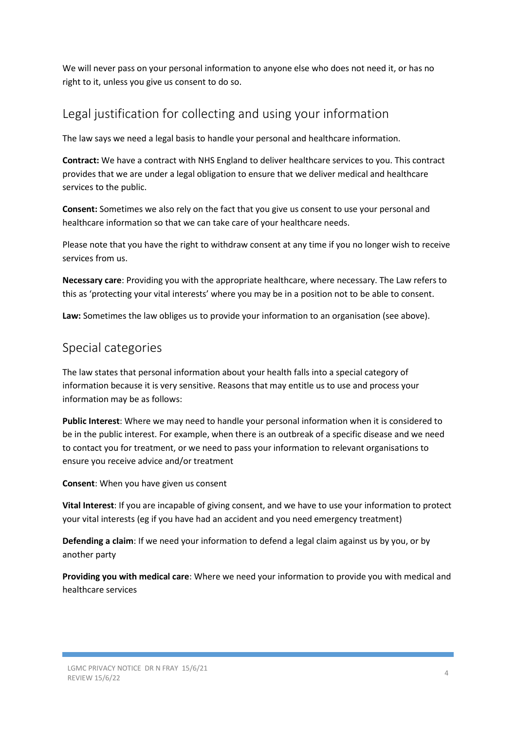We will never pass on your personal information to anyone else who does not need it, or has no right to it, unless you give us consent to do so.

## Legal justification for collecting and using your information

The law says we need a legal basis to handle your personal and healthcare information.

**Contract:** We have a contract with NHS England to deliver healthcare services to you. This contract provides that we are under a legal obligation to ensure that we deliver medical and healthcare services to the public.

**Consent:** Sometimes we also rely on the fact that you give us consent to use your personal and healthcare information so that we can take care of your healthcare needs.

Please note that you have the right to withdraw consent at any time if you no longer wish to receive services from us.

**Necessary care**: Providing you with the appropriate healthcare, where necessary. The Law refers to this as 'protecting your vital interests' where you may be in a position not to be able to consent.

**Law:** Sometimes the law obliges us to provide your information to an organisation (see above).

## Special categories

The law states that personal information about your health falls into a special category of information because it is very sensitive. Reasons that may entitle us to use and process your information may be as follows:

**Public Interest**: Where we may need to handle your personal information when it is considered to be in the public interest. For example, when there is an outbreak of a specific disease and we need to contact you for treatment, or we need to pass your information to relevant organisations to ensure you receive advice and/or treatment

**Consent**: When you have given us consent

**Vital Interest**: If you are incapable of giving consent, and we have to use your information to protect your vital interests (eg if you have had an accident and you need emergency treatment)

**Defending a claim**: If we need your information to defend a legal claim against us by you, or by another party

**Providing you with medical care**: Where we need your information to provide you with medical and healthcare services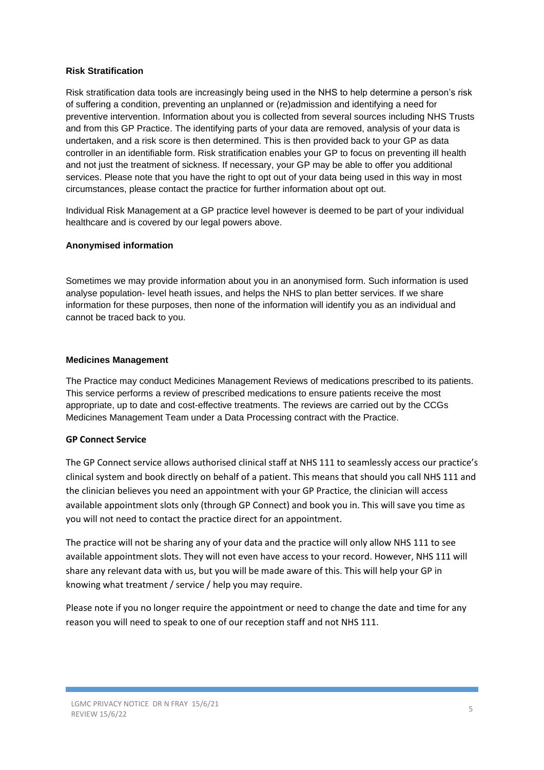**Risk Stratification**

Risk stratification data tools are increasingly being used in the NHS to help determine a person's risk of suffering a condition, preventing an unplanned or (re)admission and identifying a need for preventive intervention. Information about you is collected from several sources including NHS Trusts and from this GP Practice. The identifying parts of your data are removed, analysis of your data is undertaken, and a risk score is then determined. This is then provided back to your GP as data controller in an identifiable form. Risk stratification enables your GP to focus on preventing ill health and not just the treatment of sickness. If necessary, your GP may be able to offer you additional services. Please note that you have the right to opt out of your data being used in this way in most circumstances, please contact the practice for further information about opt out.

Individual Risk Management at a GP practice level however is deemed to be part of your individual healthcare and is covered by our legal powers above.

**Anonymised information**

Sometimes we may provide information about you in an anonymised form. Such information is used analyse population- level heath issues, and helps the NHS to plan better services. If we share information for these purposes, then none of the information will identify you as an individual and cannot be traced back to you.

**Medicines Management**

The Practice may conduct Medicines Management Reviews of medications prescribed to its patients. This service performs a review of prescribed medications to ensure patients receive the most appropriate, up to date and cost-effective treatments. The reviews are carried out by the CCGs Medicines Management Team under a Data Processing contract with the Practice.

**GP Connect Service**

The GP Connect service allows authorised clinical staff at NHS 111 to seamlessly access our practice's clinical system and book directly on behalf of a patient. This means that should you call NHS 111 and the clinician believes you need an appointment with your GP Practice, the clinician will access available appointment slots only (through GP Connect) and book you in. This will save you time as you will not need to contact the practice direct for an appointment.

The practice will not be sharing any of your data and the practice will only allow NHS 111 to see available appointment slots. They will not even have access to your record. However, NHS 111 will share any relevant data with us, but you will be made aware of this. This will help your GP in knowing what treatment / service / help you may require.

Please note if you no longer require the appointment or need to change the date and time for any reason you will need to speak to one of our reception staff and not NHS 111.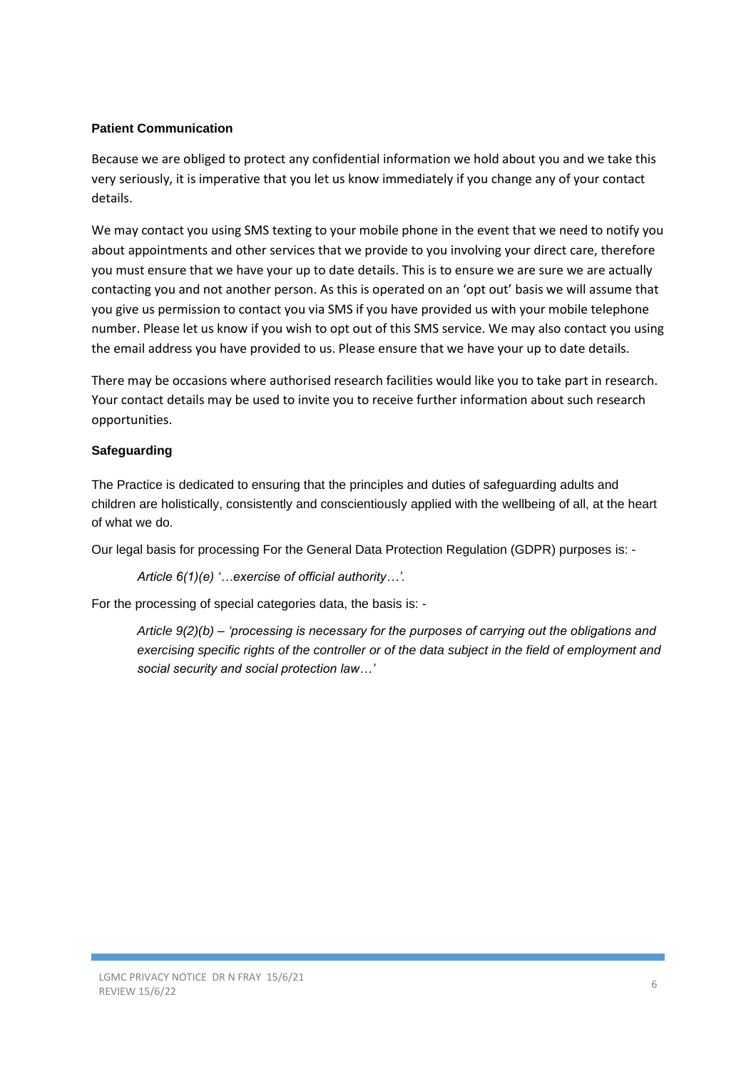**Patient Communication**

Because we are obliged to protect any confidential information we hold about you and we take this very seriously, it is imperative that you let us know immediately if you change any of your contact details.

We may contact you using SMS texting to your mobile phone in the event that we need to notify you about appointments and other services that we provide to you involving your direct care, therefore you must ensure that we have your up to date details. This is to ensure we are sure we are actually contacting you and not another person. As this is operated on an 'opt out' basis we will assume that you give us permission to contact you via SMS if you have provided us with your mobile telephone number. Please let us know if you wish to opt out of this SMS service. We may also contact you using the email address you have provided to us. Please ensure that we have your up to date details.

There may be occasions where authorised research facilities would like you to take part in research. Your contact details may be used to invite you to receive further information about such research opportunities.

**Safeguarding**

The Practice is dedicated to ensuring that the principles and duties of safeguarding adults and children are holistically, consistently and conscientiously applied with the wellbeing of all, at the heart of what we do.

Our legal basis for processing For the General Data Protection Regulation (GDPR) purposes is: -

> *Article 6(1)(e) '…exercise of official authority…'.*

For the processing of special categories data, the basis is: -

> *Article 9(2)(b) – 'processing is necessary for the purposes of carrying out the obligations and exercising specific rights of the controller or of the data subject in the field of employment and social security and social protection law…'*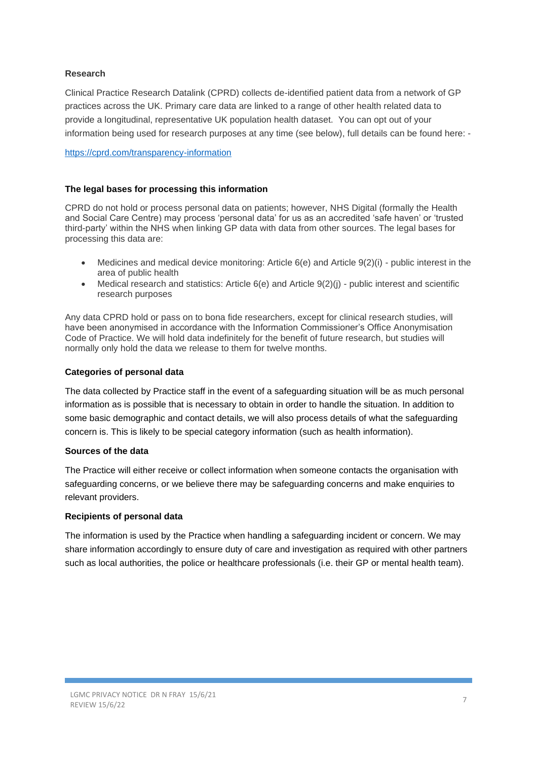**Research**

Clinical Practice Research Datalink (CPRD) collects de-identified patient data from a network of GP practices across the UK. Primary care data are linked to a range of other health related data to provide a longitudinal, representative UK population health dataset. You can opt out of your information being used for research purposes at any time (see below), full details can be found here: -

https://cprd.com/transparency-information

**The legal bases for processing this information**

CPRD do not hold or process personal data on patients; however, NHS Digital (formally the Health and Social Care Centre) may process 'personal data' for us as an accredited 'safe haven' or 'trusted third-party' within the NHS when linking GP data with data from other sources. The legal bases for processing this data are:

- Medicines and medical device monitoring: Article 6(e) and Article 9(2)(i) - public interest in the area of public health
- Medical research and statistics: Article 6(e) and Article 9(2)(j) - public interest and scientific research purposes

Any data CPRD hold or pass on to bona fide researchers, except for clinical research studies, will have been anonymised in accordance with the Information Commissioner's Office Anonymisation Code of Practice. We will hold data indefinitely for the benefit of future research, but studies will normally only hold the data we release to them for twelve months.

**Categories of personal data**

The data collected by Practice staff in the event of a safeguarding situation will be as much personal information as is possible that is necessary to obtain in order to handle the situation. In addition to some basic demographic and contact details, we will also process details of what the safeguarding concern is. This is likely to be special category information (such as health information).

**Sources of the data**

The Practice will either receive or collect information when someone contacts the organisation with safeguarding concerns, or we believe there may be safeguarding concerns and make enquiries to relevant providers.

**Recipients of personal data**

The information is used by the Practice when handling a safeguarding incident or concern. We may share information accordingly to ensure duty of care and investigation as required with other partners such as local authorities, the police or healthcare professionals (i.e. their GP or mental health team).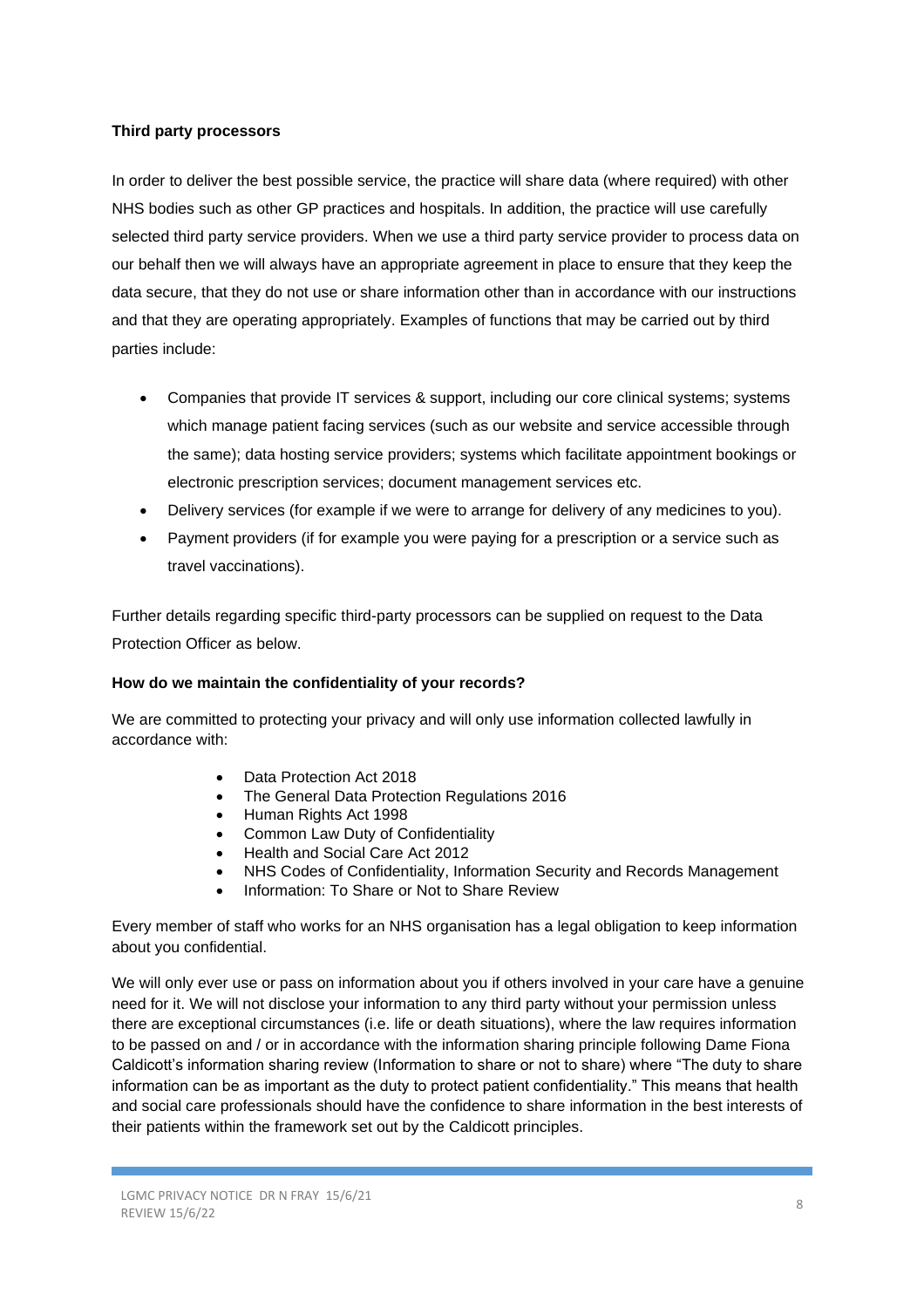**Third party processors**

In order to deliver the best possible service, the practice will share data (where required) with other NHS bodies such as other GP practices and hospitals. In addition, the practice will use carefully selected third party service providers. When we use a third party service provider to process data on our behalf then we will always have an appropriate agreement in place to ensure that they keep the data secure, that they do not use or share information other than in accordance with our instructions and that they are operating appropriately. Examples of functions that may be carried out by third parties include:

- Companies that provide IT services & support, including our core clinical systems; systems which manage patient facing services (such as our website and service accessible through the same); data hosting service providers; systems which facilitate appointment bookings or electronic prescription services; document management services etc.
- Delivery services (for example if we were to arrange for delivery of any medicines to you).
- Payment providers (if for example you were paying for a prescription or a service such as travel vaccinations).

Further details regarding specific third-party processors can be supplied on request to the Data Protection Officer as below.

**How do we maintain the confidentiality of your records?**

We are committed to protecting your privacy and will only use information collected lawfully in accordance with:

- Data Protection Act 2018
- The General Data Protection Regulations 2016
- Human Rights Act 1998
- Common Law Duty of Confidentiality
- Health and Social Care Act 2012
- NHS Codes of Confidentiality, Information Security and Records Management
- Information: To Share or Not to Share Review

Every member of staff who works for an NHS organisation has a legal obligation to keep information about you confidential.

We will only ever use or pass on information about you if others involved in your care have a genuine need for it. We will not disclose your information to any third party without your permission unless there are exceptional circumstances (i.e. life or death situations), where the law requires information to be passed on and / or in accordance with the information sharing principle following Dame Fiona Caldicott's information sharing review (Information to share or not to share) where "The duty to share information can be as important as the duty to protect patient confidentiality." This means that health and social care professionals should have the confidence to share information in the best interests of their patients within the framework set out by the Caldicott principles.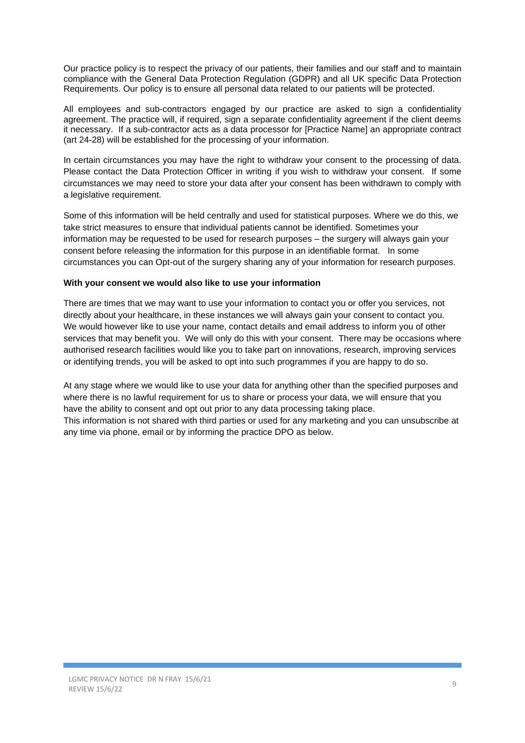Our practice policy is to respect the privacy of our patients, their families and our staff and to maintain compliance with the General Data Protection Regulation (GDPR) and all UK specific Data Protection Requirements. Our policy is to ensure all personal data related to our patients will be protected.

All employees and sub-contractors engaged by our practice are asked to sign a confidentiality agreement. The practice will, if required, sign a separate confidentiality agreement if the client deems it necessary. If a sub-contractor acts as a data processor for [Practice Name] an appropriate contract (art 24-28) will be established for the processing of your information.

In certain circumstances you may have the right to withdraw your consent to the processing of data. Please contact the Data Protection Officer in writing if you wish to withdraw your consent. If some circumstances we may need to store your data after your consent has been withdrawn to comply with a legislative requirement.

Some of this information will be held centrally and used for statistical purposes. Where we do this, we take strict measures to ensure that individual patients cannot be identified. Sometimes your information may be requested to be used for research purposes – the surgery will always gain your consent before releasing the information for this purpose in an identifiable format. In some circumstances you can Opt-out of the surgery sharing any of your information for research purposes.

**With your consent we would also like to use your information**

There are times that we may want to use your information to contact you or offer you services, not directly about your healthcare, in these instances we will always gain your consent to contact you. We would however like to use your name, contact details and email address to inform you of other services that may benefit you. We will only do this with your consent. There may be occasions where authorised research facilities would like you to take part on innovations, research, improving services or identifying trends, you will be asked to opt into such programmes if you are happy to do so.

At any stage where we would like to use your data for anything other than the specified purposes and where there is no lawful requirement for us to share or process your data, we will ensure that you have the ability to consent and opt out prior to any data processing taking place.
This information is not shared with third parties or used for any marketing and you can unsubscribe at any time via phone, email or by informing the practice DPO as below.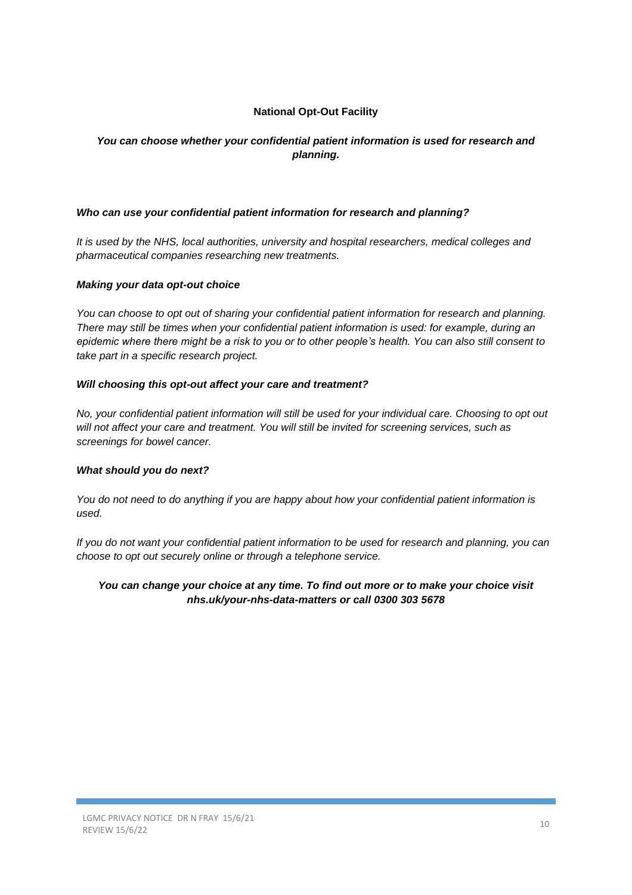## National Opt-Out Facility

***You can choose whether your confidential patient information is used for research and planning.***

***Who can use your confidential patient information for research and planning?***

*It is used by the NHS, local authorities, university and hospital researchers, medical colleges and pharmaceutical companies researching new treatments.*

***Making your data opt-out choice***

*You can choose to opt out of sharing your confidential patient information for research and planning. There may still be times when your confidential patient information is used: for example, during an epidemic where there might be a risk to you or to other people's health. You can also still consent to take part in a specific research project.*

***Will choosing this opt-out affect your care and treatment?***

*No, your confidential patient information will still be used for your individual care. Choosing to opt out will not affect your care and treatment. You will still be invited for screening services, such as screenings for bowel cancer.*

***What should you do next?***

*You do not need to do anything if you are happy about how your confidential patient information is used.*

*If you do not want your confidential patient information to be used for research and planning, you can choose to opt out securely online or through a telephone service.*

***You can change your choice at any time. To find out more or to make your choice visit nhs.uk/your-nhs-data-matters or call 0300 303 5678***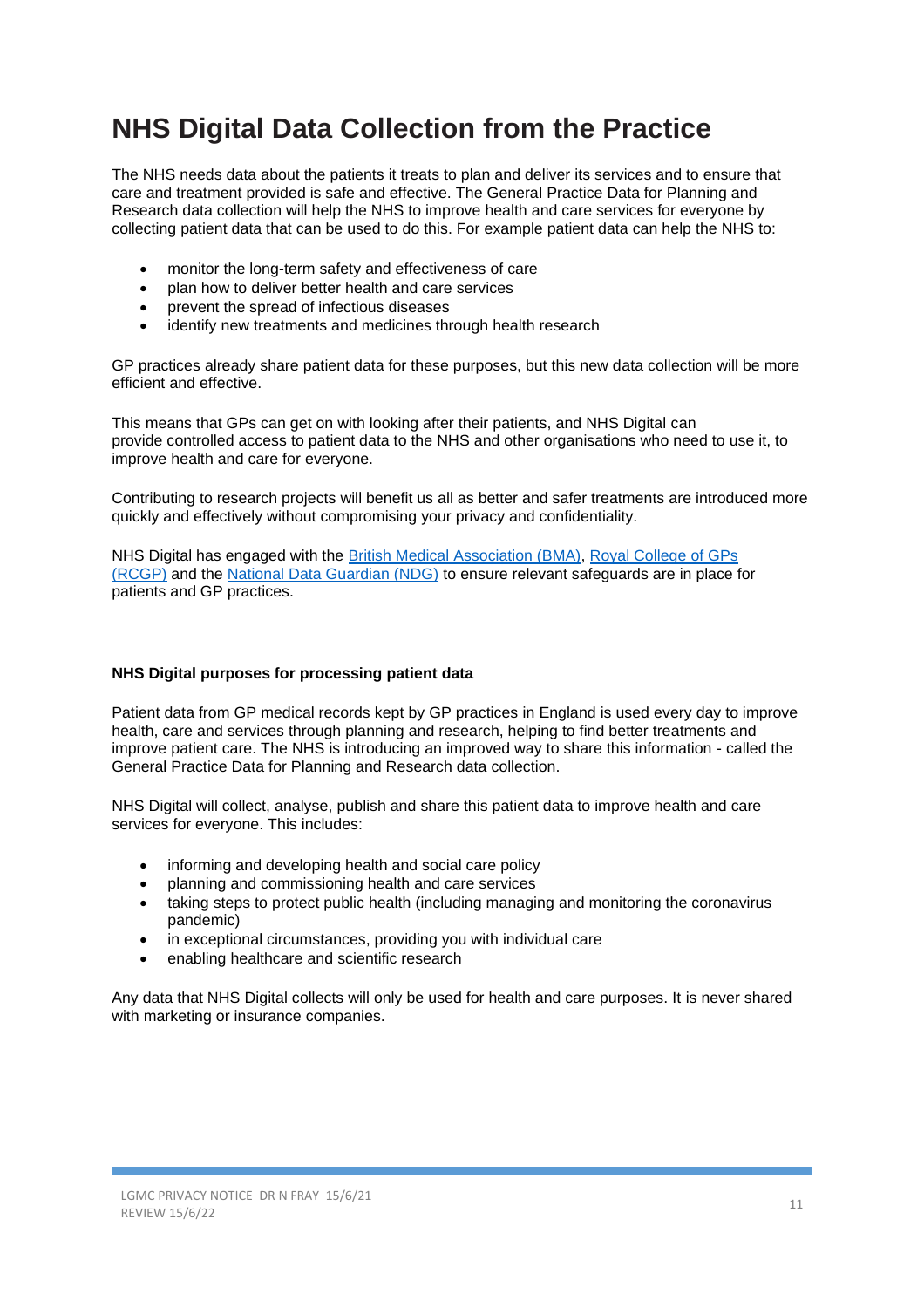# NHS Digital Data Collection from the Practice

The NHS needs data about the patients it treats to plan and deliver its services and to ensure that care and treatment provided is safe and effective. The General Practice Data for Planning and Research data collection will help the NHS to improve health and care services for everyone by collecting patient data that can be used to do this. For example patient data can help the NHS to:

- monitor the long-term safety and effectiveness of care
- plan how to deliver better health and care services
- prevent the spread of infectious diseases
- identify new treatments and medicines through health research

GP practices already share patient data for these purposes, but this new data collection will be more efficient and effective.

This means that GPs can get on with looking after their patients, and NHS Digital can provide controlled access to patient data to the NHS and other organisations who need to use it, to improve health and care for everyone.

Contributing to research projects will benefit us all as better and safer treatments are introduced more quickly and effectively without compromising your privacy and confidentiality.

NHS Digital has engaged with the British Medical Association (BMA), Royal College of GPs (RCGP) and the National Data Guardian (NDG) to ensure relevant safeguards are in place for patients and GP practices.

**NHS Digital purposes for processing patient data**

Patient data from GP medical records kept by GP practices in England is used every day to improve health, care and services through planning and research, helping to find better treatments and improve patient care. The NHS is introducing an improved way to share this information - called the General Practice Data for Planning and Research data collection.

NHS Digital will collect, analyse, publish and share this patient data to improve health and care services for everyone. This includes:

- informing and developing health and social care policy
- planning and commissioning health and care services
- taking steps to protect public health (including managing and monitoring the coronavirus pandemic)
- in exceptional circumstances, providing you with individual care
- enabling healthcare and scientific research

Any data that NHS Digital collects will only be used for health and care purposes. It is never shared with marketing or insurance companies.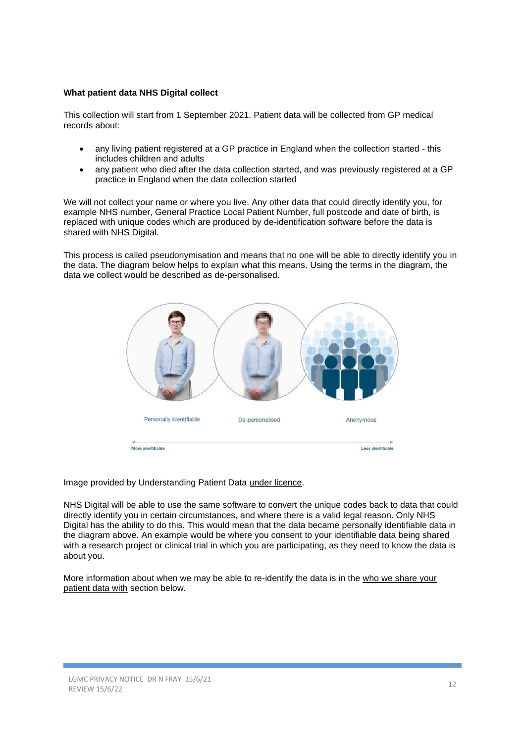**What patient data NHS Digital collect**

This collection will start from 1 September 2021. Patient data will be collected from GP medical records about:

- any living patient registered at a GP practice in England when the collection started - this includes children and adults
- any patient who died after the data collection started, and was previously registered at a GP practice in England when the data collection started

We will not collect your name or where you live. Any other data that could directly identify you, for example NHS number, General Practice Local Patient Number, full postcode and date of birth, is replaced with unique codes which are produced by de-identification software before the data is shared with NHS Digital.

This process is called pseudonymisation and means that no one will be able to directly identify you in the data. The diagram below helps to explain what this means. Using the terms in the diagram, the data we collect would be described as de-personalised.

Image provided by Understanding Patient Data under licence.

NHS Digital will be able to use the same software to convert the unique codes back to data that could directly identify you in certain circumstances, and where there is a valid legal reason. Only NHS Digital has the ability to do this. This would mean that the data became personally identifiable data in the diagram above. An example would be where you consent to your identifiable data being shared with a research project or clinical trial in which you are participating, as they need to know the data is about you.

More information about when we may be able to re-identify the data is in the who we share your patient data with section below.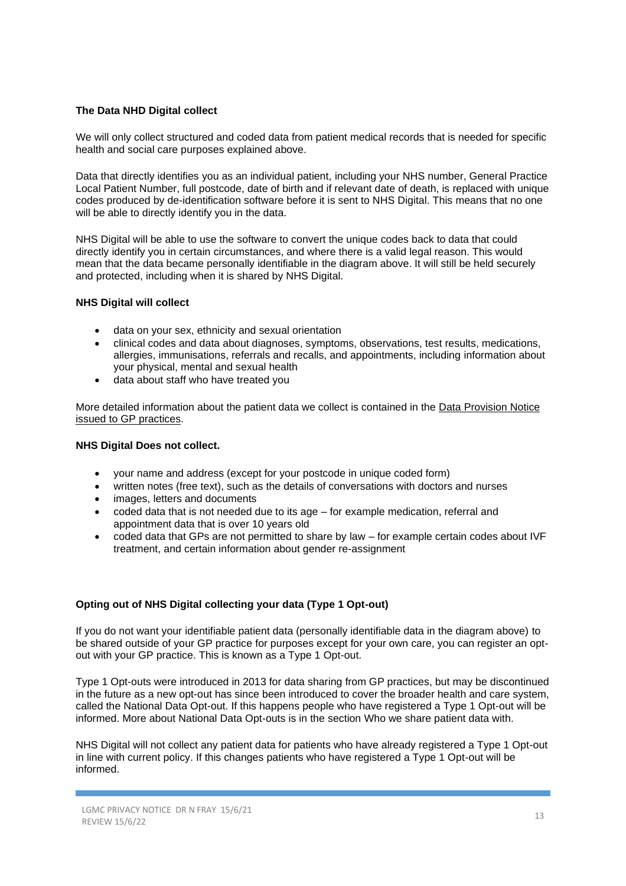**The Data NHD Digital collect**

We will only collect structured and coded data from patient medical records that is needed for specific health and social care purposes explained above.

Data that directly identifies you as an individual patient, including your NHS number, General Practice Local Patient Number, full postcode, date of birth and if relevant date of death, is replaced with unique codes produced by de-identification software before it is sent to NHS Digital. This means that no one will be able to directly identify you in the data.

NHS Digital will be able to use the software to convert the unique codes back to data that could directly identify you in certain circumstances, and where there is a valid legal reason. This would mean that the data became personally identifiable in the diagram above. It will still be held securely and protected, including when it is shared by NHS Digital.

**NHS Digital will collect**

- data on your sex, ethnicity and sexual orientation
- clinical codes and data about diagnoses, symptoms, observations, test results, medications, allergies, immunisations, referrals and recalls, and appointments, including information about your physical, mental and sexual health
- data about staff who have treated you

More detailed information about the patient data we collect is contained in the Data Provision Notice issued to GP practices.

**NHS Digital Does not collect.**

- your name and address (except for your postcode in unique coded form)
- written notes (free text), such as the details of conversations with doctors and nurses
- images, letters and documents
- coded data that is not needed due to its age – for example medication, referral and appointment data that is over 10 years old
- coded data that GPs are not permitted to share by law – for example certain codes about IVF treatment, and certain information about gender re-assignment

**Opting out of NHS Digital collecting your data (Type 1 Opt-out)**

If you do not want your identifiable patient data (personally identifiable data in the diagram above) to be shared outside of your GP practice for purposes except for your own care, you can register an opt-out with your GP practice. This is known as a Type 1 Opt-out.

Type 1 Opt-outs were introduced in 2013 for data sharing from GP practices, but may be discontinued in the future as a new opt-out has since been introduced to cover the broader health and care system, called the National Data Opt-out. If this happens people who have registered a Type 1 Opt-out will be informed. More about National Data Opt-outs is in the section Who we share patient data with.

NHS Digital will not collect any patient data for patients who have already registered a Type 1 Opt-out in line with current policy. If this changes patients who have registered a Type 1 Opt-out will be informed.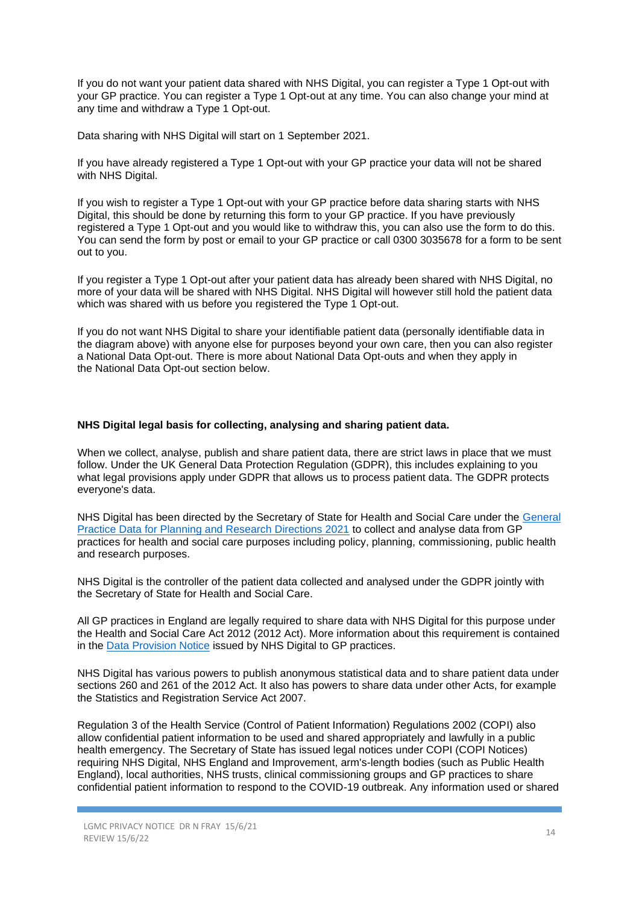If you do not want your patient data shared with NHS Digital, you can register a Type 1 Opt-out with your GP practice. You can register a Type 1 Opt-out at any time. You can also change your mind at any time and withdraw a Type 1 Opt-out.

Data sharing with NHS Digital will start on 1 September 2021.

If you have already registered a Type 1 Opt-out with your GP practice your data will not be shared with NHS Digital.

If you wish to register a Type 1 Opt-out with your GP practice before data sharing starts with NHS Digital, this should be done by returning this form to your GP practice. If you have previously registered a Type 1 Opt-out and you would like to withdraw this, you can also use the form to do this. You can send the form by post or email to your GP practice or call 0300 3035678 for a form to be sent out to you.

If you register a Type 1 Opt-out after your patient data has already been shared with NHS Digital, no more of your data will be shared with NHS Digital. NHS Digital will however still hold the patient data which was shared with us before you registered the Type 1 Opt-out.

If you do not want NHS Digital to share your identifiable patient data (personally identifiable data in the diagram above) with anyone else for purposes beyond your own care, then you can also register a National Data Opt-out. There is more about National Data Opt-outs and when they apply in the National Data Opt-out section below.

**NHS Digital legal basis for collecting, analysing and sharing patient data.**

When we collect, analyse, publish and share patient data, there are strict laws in place that we must follow. Under the UK General Data Protection Regulation (GDPR), this includes explaining to you what legal provisions apply under GDPR that allows us to process patient data. The GDPR protects everyone's data.

NHS Digital has been directed by the Secretary of State for Health and Social Care under the General Practice Data for Planning and Research Directions 2021 to collect and analyse data from GP practices for health and social care purposes including policy, planning, commissioning, public health and research purposes.

NHS Digital is the controller of the patient data collected and analysed under the GDPR jointly with the Secretary of State for Health and Social Care.

All GP practices in England are legally required to share data with NHS Digital for this purpose under the Health and Social Care Act 2012 (2012 Act). More information about this requirement is contained in the Data Provision Notice issued by NHS Digital to GP practices.

NHS Digital has various powers to publish anonymous statistical data and to share patient data under sections 260 and 261 of the 2012 Act. It also has powers to share data under other Acts, for example the Statistics and Registration Service Act 2007.

Regulation 3 of the Health Service (Control of Patient Information) Regulations 2002 (COPI) also allow confidential patient information to be used and shared appropriately and lawfully in a public health emergency. The Secretary of State has issued legal notices under COPI (COPI Notices) requiring NHS Digital, NHS England and Improvement, arm's-length bodies (such as Public Health England), local authorities, NHS trusts, clinical commissioning groups and GP practices to share confidential patient information to respond to the COVID-19 outbreak. Any information used or shared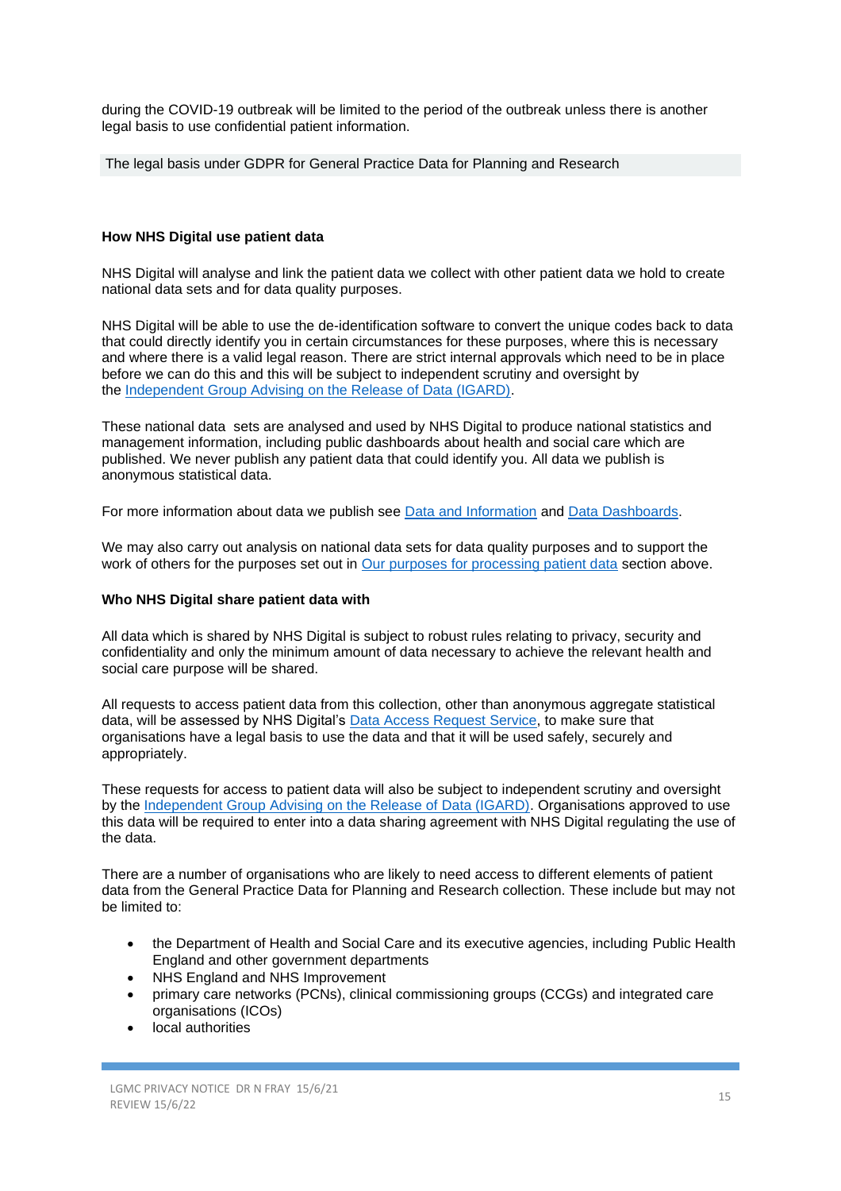during the COVID-19 outbreak will be limited to the period of the outbreak unless there is another legal basis to use confidential patient information.

The legal basis under GDPR for General Practice Data for Planning and Research

**How NHS Digital use patient data**

NHS Digital will analyse and link the patient data we collect with other patient data we hold to create national data sets and for data quality purposes.

NHS Digital will be able to use the de-identification software to convert the unique codes back to data that could directly identify you in certain circumstances for these purposes, where this is necessary and where there is a valid legal reason. There are strict internal approvals which need to be in place before we can do this and this will be subject to independent scrutiny and oversight by the Independent Group Advising on the Release of Data (IGARD).

These national data sets are analysed and used by NHS Digital to produce national statistics and management information, including public dashboards about health and social care which are published. We never publish any patient data that could identify you. All data we publish is anonymous statistical data.

For more information about data we publish see Data and Information and Data Dashboards.

We may also carry out analysis on national data sets for data quality purposes and to support the work of others for the purposes set out in Our purposes for processing patient data section above.

**Who NHS Digital share patient data with**

All data which is shared by NHS Digital is subject to robust rules relating to privacy, security and confidentiality and only the minimum amount of data necessary to achieve the relevant health and social care purpose will be shared.

All requests to access patient data from this collection, other than anonymous aggregate statistical data, will be assessed by NHS Digital's Data Access Request Service, to make sure that organisations have a legal basis to use the data and that it will be used safely, securely and appropriately.

These requests for access to patient data will also be subject to independent scrutiny and oversight by the Independent Group Advising on the Release of Data (IGARD). Organisations approved to use this data will be required to enter into a data sharing agreement with NHS Digital regulating the use of the data.

There are a number of organisations who are likely to need access to different elements of patient data from the General Practice Data for Planning and Research collection. These include but may not be limited to:

- the Department of Health and Social Care and its executive agencies, including Public Health England and other government departments
- NHS England and NHS Improvement
- primary care networks (PCNs), clinical commissioning groups (CCGs) and integrated care organisations (ICOs)
- local authorities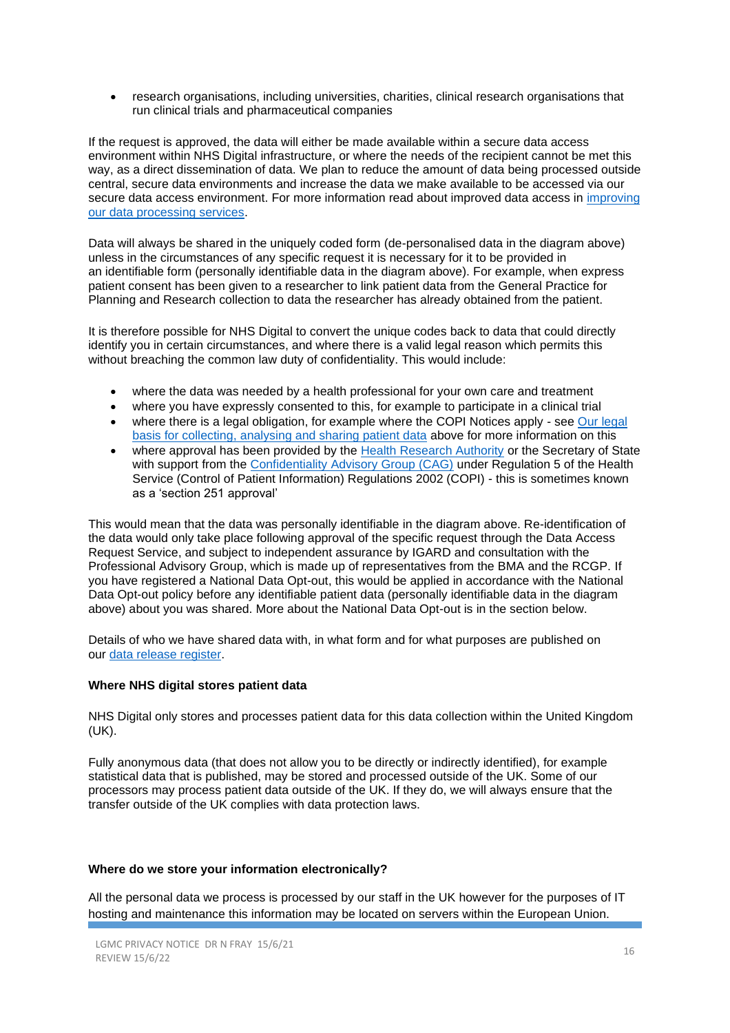- research organisations, including universities, charities, clinical research organisations that run clinical trials and pharmaceutical companies

If the request is approved, the data will either be made available within a secure data access environment within NHS Digital infrastructure, or where the needs of the recipient cannot be met this way, as a direct dissemination of data. We plan to reduce the amount of data being processed outside central, secure data environments and increase the data we make available to be accessed via our secure data access environment. For more information read about improved data access in improving our data processing services.

Data will always be shared in the uniquely coded form (de-personalised data in the diagram above) unless in the circumstances of any specific request it is necessary for it to be provided in an identifiable form (personally identifiable data in the diagram above). For example, when express patient consent has been given to a researcher to link patient data from the General Practice for Planning and Research collection to data the researcher has already obtained from the patient.

It is therefore possible for NHS Digital to convert the unique codes back to data that could directly identify you in certain circumstances, and where there is a valid legal reason which permits this without breaching the common law duty of confidentiality. This would include:

- where the data was needed by a health professional for your own care and treatment
- where you have expressly consented to this, for example to participate in a clinical trial
- where there is a legal obligation, for example where the COPI Notices apply - see Our legal basis for collecting, analysing and sharing patient data above for more information on this
- where approval has been provided by the Health Research Authority or the Secretary of State with support from the Confidentiality Advisory Group (CAG) under Regulation 5 of the Health Service (Control of Patient Information) Regulations 2002 (COPI) - this is sometimes known as a 'section 251 approval'

This would mean that the data was personally identifiable in the diagram above. Re-identification of the data would only take place following approval of the specific request through the Data Access Request Service, and subject to independent assurance by IGARD and consultation with the Professional Advisory Group, which is made up of representatives from the BMA and the RCGP. If you have registered a National Data Opt-out, this would be applied in accordance with the National Data Opt-out policy before any identifiable patient data (personally identifiable data in the diagram above) about you was shared. More about the National Data Opt-out is in the section below.

Details of who we have shared data with, in what form and for what purposes are published on our data release register.

**Where NHS digital stores patient data**

NHS Digital only stores and processes patient data for this data collection within the United Kingdom (UK).

Fully anonymous data (that does not allow you to be directly or indirectly identified), for example statistical data that is published, may be stored and processed outside of the UK. Some of our processors may process patient data outside of the UK. If they do, we will always ensure that the transfer outside of the UK complies with data protection laws.

**Where do we store your information electronically?**

All the personal data we process is processed by our staff in the UK however for the purposes of IT hosting and maintenance this information may be located on servers within the European Union.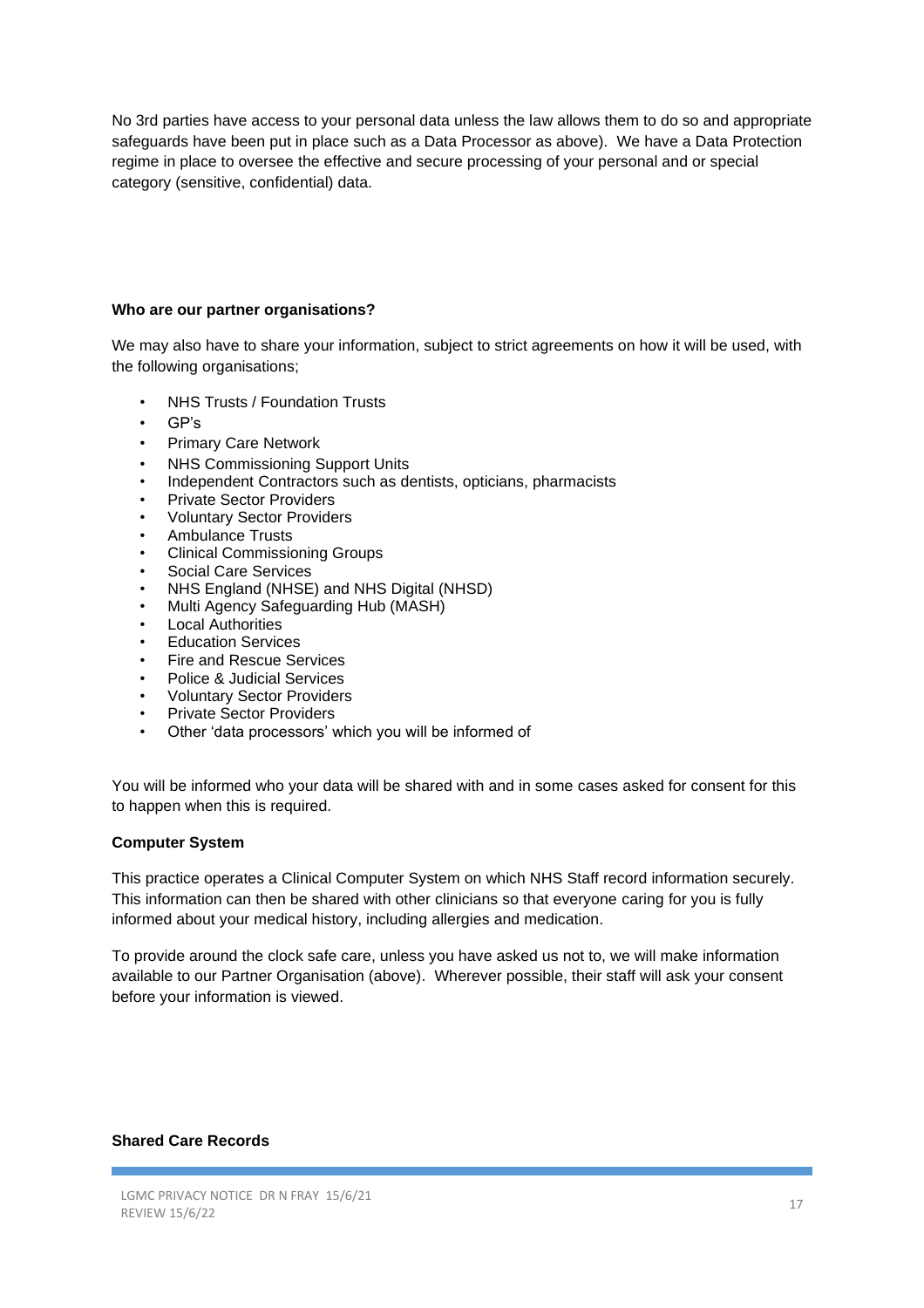No 3rd parties have access to your personal data unless the law allows them to do so and appropriate safeguards have been put in place such as a Data Processor as above). We have a Data Protection regime in place to oversee the effective and secure processing of your personal and or special category (sensitive, confidential) data.

**Who are our partner organisations?**

We may also have to share your information, subject to strict agreements on how it will be used, with the following organisations;

- NHS Trusts / Foundation Trusts
- GP's
- Primary Care Network
- NHS Commissioning Support Units
- Independent Contractors such as dentists, opticians, pharmacists
- Private Sector Providers
- Voluntary Sector Providers
- Ambulance Trusts
- Clinical Commissioning Groups
- Social Care Services
- NHS England (NHSE) and NHS Digital (NHSD)
- Multi Agency Safeguarding Hub (MASH)
- Local Authorities
- Education Services
- Fire and Rescue Services
- Police & Judicial Services
- Voluntary Sector Providers
- Private Sector Providers
- Other 'data processors' which you will be informed of

You will be informed who your data will be shared with and in some cases asked for consent for this to happen when this is required.

**Computer System**

This practice operates a Clinical Computer System on which NHS Staff record information securely. This information can then be shared with other clinicians so that everyone caring for you is fully informed about your medical history, including allergies and medication.

To provide around the clock safe care, unless you have asked us not to, we will make information available to our Partner Organisation (above). Wherever possible, their staff will ask your consent before your information is viewed.

**Shared Care Records**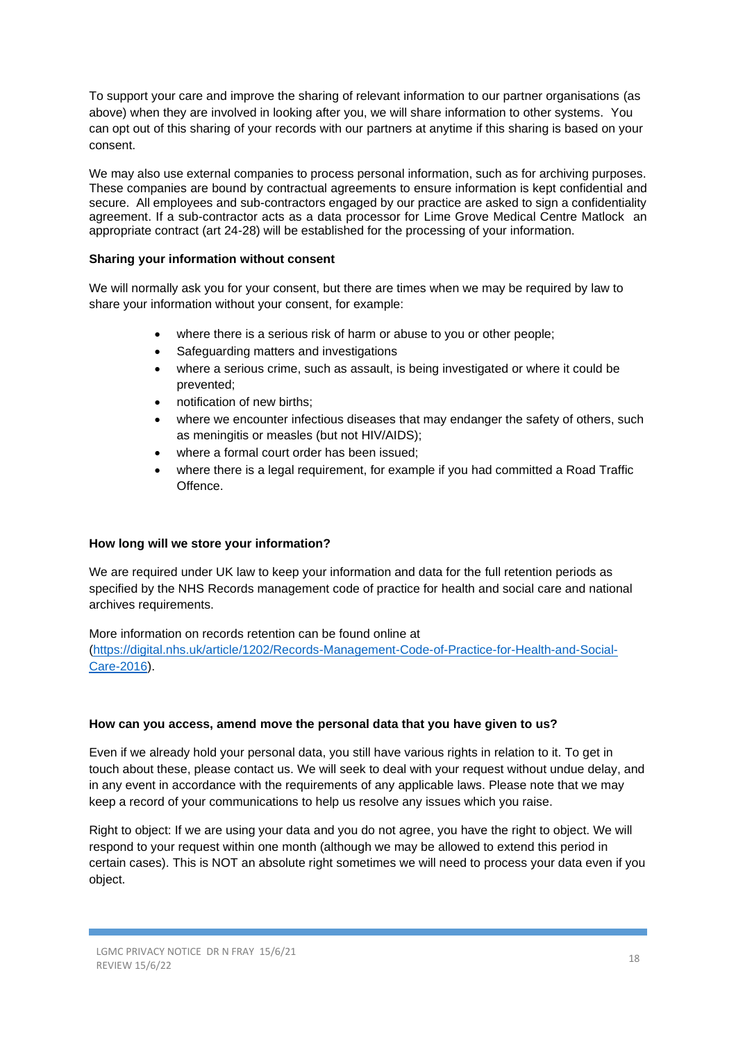To support your care and improve the sharing of relevant information to our partner organisations (as above) when they are involved in looking after you, we will share information to other systems. You can opt out of this sharing of your records with our partners at anytime if this sharing is based on your consent.

We may also use external companies to process personal information, such as for archiving purposes. These companies are bound by contractual agreements to ensure information is kept confidential and secure. All employees and sub-contractors engaged by our practice are asked to sign a confidentiality agreement. If a sub-contractor acts as a data processor for Lime Grove Medical Centre Matlock an appropriate contract (art 24-28) will be established for the processing of your information.

**Sharing your information without consent**

We will normally ask you for your consent, but there are times when we may be required by law to share your information without your consent, for example:

- where there is a serious risk of harm or abuse to you or other people;
- Safeguarding matters and investigations
- where a serious crime, such as assault, is being investigated or where it could be prevented;
- notification of new births;
- where we encounter infectious diseases that may endanger the safety of others, such as meningitis or measles (but not HIV/AIDS);
- where a formal court order has been issued;
- where there is a legal requirement, for example if you had committed a Road Traffic Offence.

**How long will we store your information?**

We are required under UK law to keep your information and data for the full retention periods as specified by the NHS Records management code of practice for health and social care and national archives requirements.

More information on records retention can be found online at (https://digital.nhs.uk/article/1202/Records-Management-Code-of-Practice-for-Health-and-Social-Care-2016).

**How can you access, amend move the personal data that you have given to us?**

Even if we already hold your personal data, you still have various rights in relation to it. To get in touch about these, please contact us. We will seek to deal with your request without undue delay, and in any event in accordance with the requirements of any applicable laws. Please note that we may keep a record of your communications to help us resolve any issues which you raise.

Right to object: If we are using your data and you do not agree, you have the right to object. We will respond to your request within one month (although we may be allowed to extend this period in certain cases). This is NOT an absolute right sometimes we will need to process your data even if you object.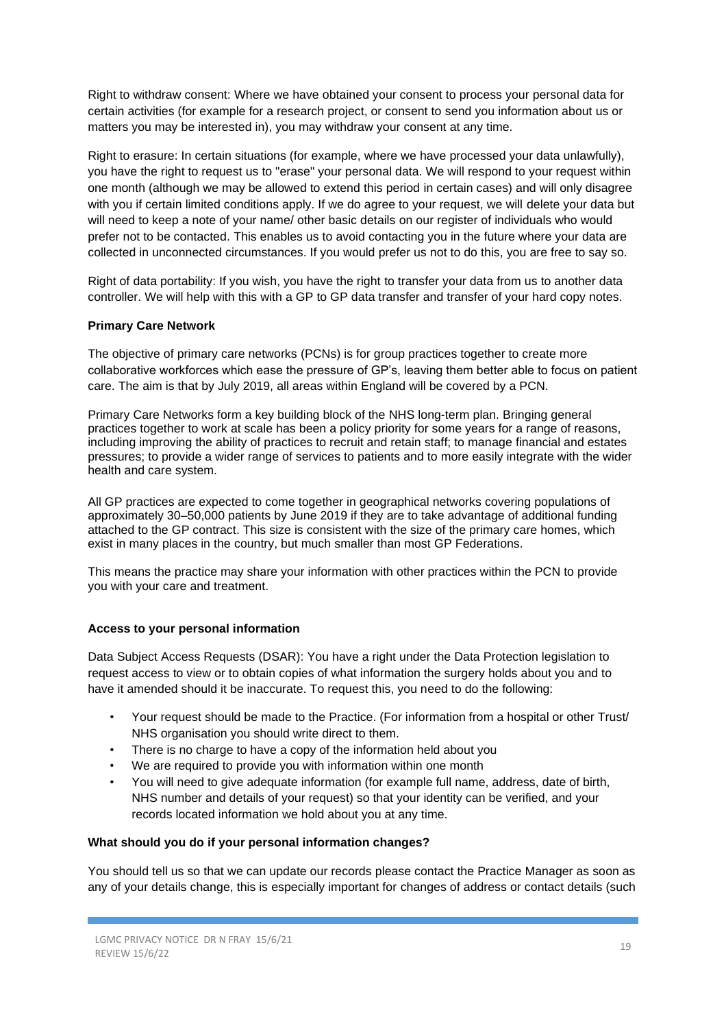Right to withdraw consent: Where we have obtained your consent to process your personal data for certain activities (for example for a research project, or consent to send you information about us or matters you may be interested in), you may withdraw your consent at any time.

Right to erasure: In certain situations (for example, where we have processed your data unlawfully), you have the right to request us to "erase" your personal data. We will respond to your request within one month (although we may be allowed to extend this period in certain cases) and will only disagree with you if certain limited conditions apply. If we do agree to your request, we will delete your data but will need to keep a note of your name/ other basic details on our register of individuals who would prefer not to be contacted. This enables us to avoid contacting you in the future where your data are collected in unconnected circumstances. If you would prefer us not to do this, you are free to say so.

Right of data portability: If you wish, you have the right to transfer your data from us to another data controller. We will help with this with a GP to GP data transfer and transfer of your hard copy notes.

**Primary Care Network**

The objective of primary care networks (PCNs) is for group practices together to create more collaborative workforces which ease the pressure of GP's, leaving them better able to focus on patient care. The aim is that by July 2019, all areas within England will be covered by a PCN.

Primary Care Networks form a key building block of the NHS long-term plan. Bringing general practices together to work at scale has been a policy priority for some years for a range of reasons, including improving the ability of practices to recruit and retain staff; to manage financial and estates pressures; to provide a wider range of services to patients and to more easily integrate with the wider health and care system.

All GP practices are expected to come together in geographical networks covering populations of approximately 30–50,000 patients by June 2019 if they are to take advantage of additional funding attached to the GP contract. This size is consistent with the size of the primary care homes, which exist in many places in the country, but much smaller than most GP Federations.

This means the practice may share your information with other practices within the PCN to provide you with your care and treatment.

**Access to your personal information**

Data Subject Access Requests (DSAR): You have a right under the Data Protection legislation to request access to view or to obtain copies of what information the surgery holds about you and to have it amended should it be inaccurate. To request this, you need to do the following:

- Your request should be made to the Practice. (For information from a hospital or other Trust/ NHS organisation you should write direct to them.
- There is no charge to have a copy of the information held about you
- We are required to provide you with information within one month
- You will need to give adequate information (for example full name, address, date of birth, NHS number and details of your request) so that your identity can be verified, and your records located information we hold about you at any time.

**What should you do if your personal information changes?**

You should tell us so that we can update our records please contact the Practice Manager as soon as any of your details change, this is especially important for changes of address or contact details (such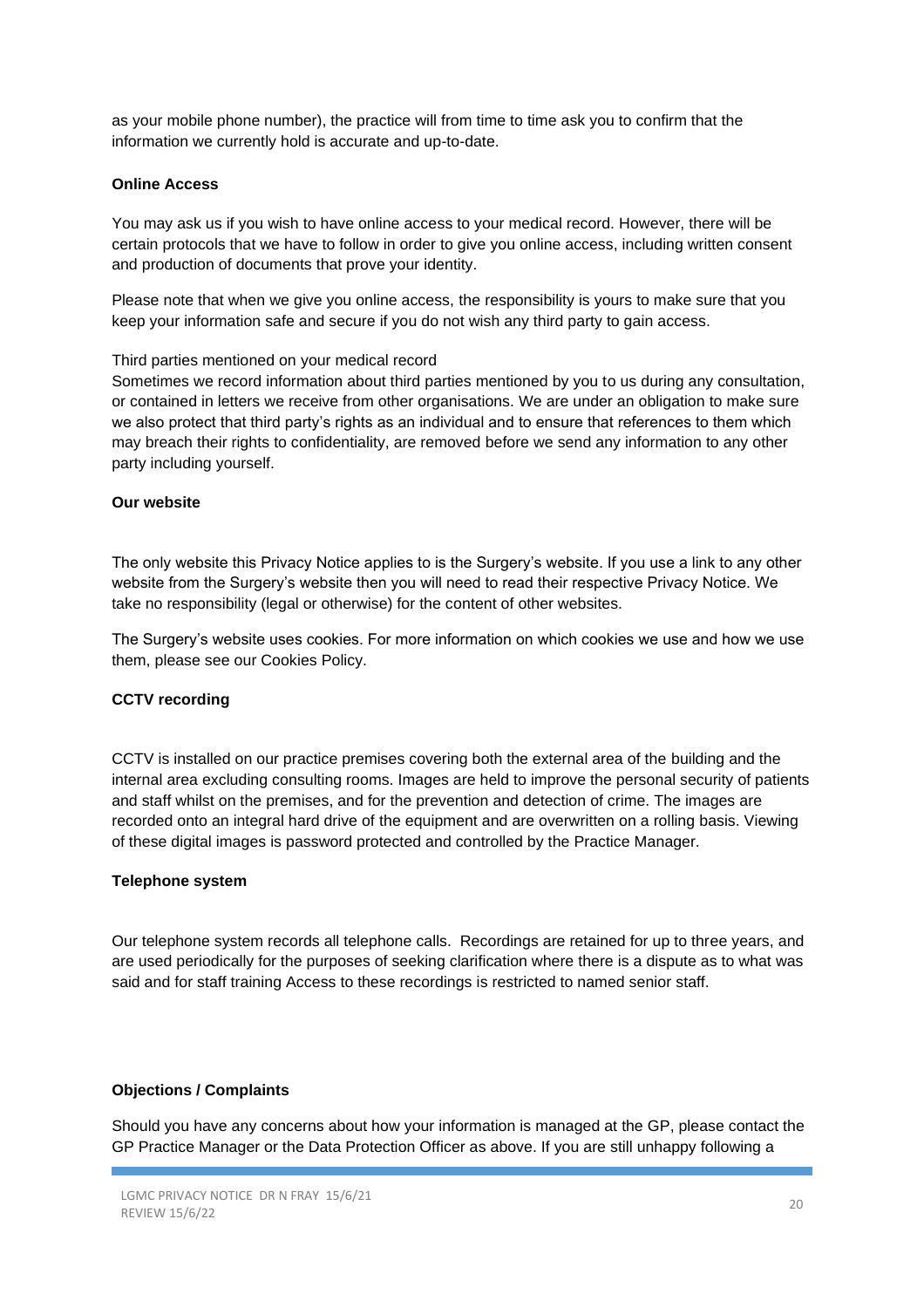as your mobile phone number), the practice will from time to time ask you to confirm that the information we currently hold is accurate and up-to-date.

**Online Access**

You may ask us if you wish to have online access to your medical record. However, there will be certain protocols that we have to follow in order to give you online access, including written consent and production of documents that prove your identity.

Please note that when we give you online access, the responsibility is yours to make sure that you keep your information safe and secure if you do not wish any third party to gain access.

Third parties mentioned on your medical record

Sometimes we record information about third parties mentioned by you to us during any consultation, or contained in letters we receive from other organisations. We are under an obligation to make sure we also protect that third party's rights as an individual and to ensure that references to them which may breach their rights to confidentiality, are removed before we send any information to any other party including yourself.

**Our website**

The only website this Privacy Notice applies to is the Surgery's website. If you use a link to any other website from the Surgery's website then you will need to read their respective Privacy Notice. We take no responsibility (legal or otherwise) for the content of other websites.

The Surgery's website uses cookies. For more information on which cookies we use and how we use them, please see our Cookies Policy.

**CCTV recording**

CCTV is installed on our practice premises covering both the external area of the building and the internal area excluding consulting rooms. Images are held to improve the personal security of patients and staff whilst on the premises, and for the prevention and detection of crime. The images are recorded onto an integral hard drive of the equipment and are overwritten on a rolling basis. Viewing of these digital images is password protected and controlled by the Practice Manager.

**Telephone system**

Our telephone system records all telephone calls. Recordings are retained for up to three years, and are used periodically for the purposes of seeking clarification where there is a dispute as to what was said and for staff training Access to these recordings is restricted to named senior staff.

**Objections / Complaints**

Should you have any concerns about how your information is managed at the GP, please contact the GP Practice Manager or the Data Protection Officer as above. If you are still unhappy following a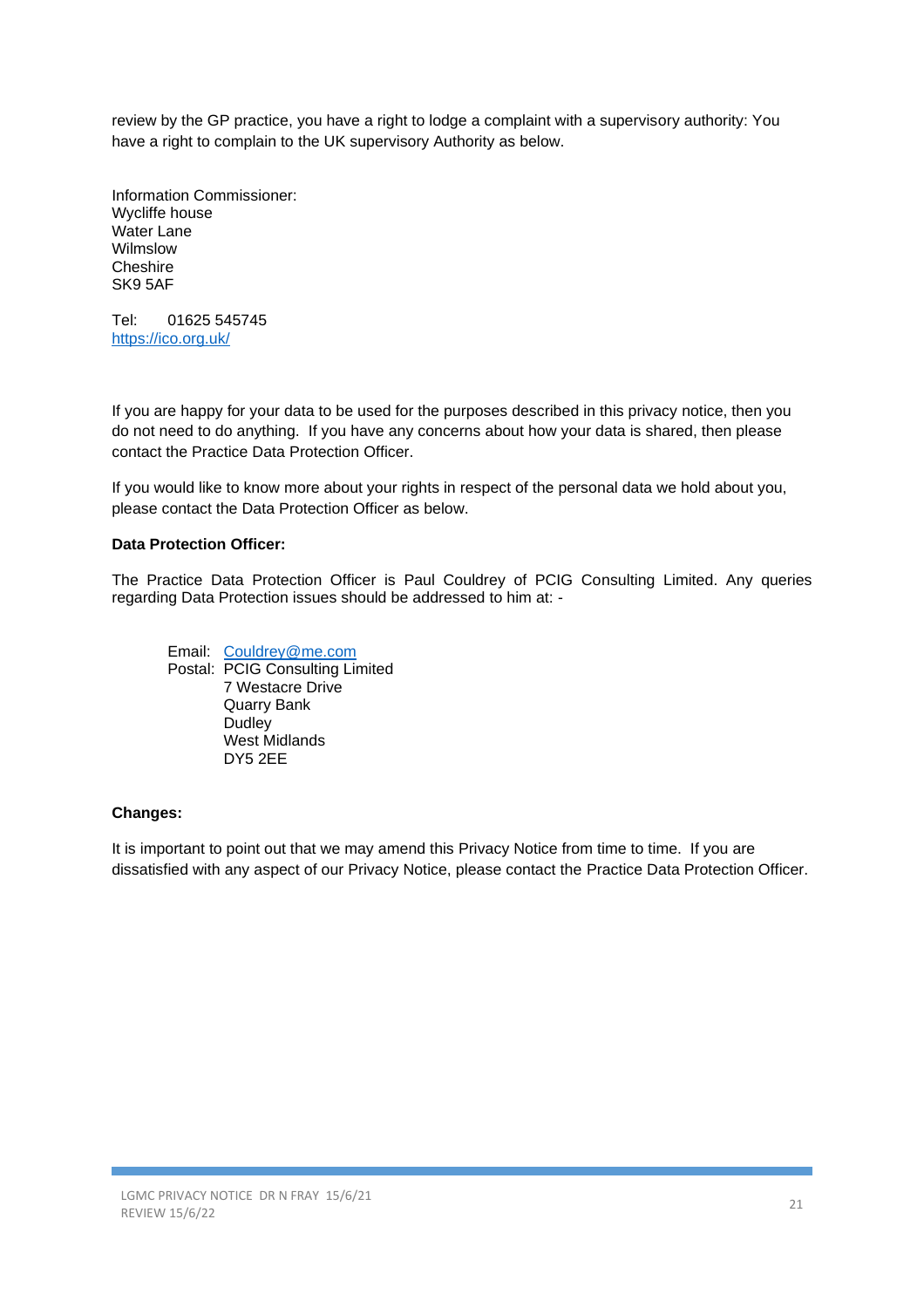review by the GP practice, you have a right to lodge a complaint with a supervisory authority: You have a right to complain to the UK supervisory Authority as below.

Information Commissioner:
Wycliffe house
Water Lane
Wilmslow
Cheshire
SK9 5AF

Tel: 01625 545745
https://ico.org.uk/

If you are happy for your data to be used for the purposes described in this privacy notice, then you do not need to do anything. If you have any concerns about how your data is shared, then please contact the Practice Data Protection Officer.

If you would like to know more about your rights in respect of the personal data we hold about you, please contact the Data Protection Officer as below.

**Data Protection Officer:**

The Practice Data Protection Officer is Paul Couldrey of PCIG Consulting Limited. Any queries regarding Data Protection issues should be addressed to him at: -

Email: Couldrey@me.com
Postal: PCIG Consulting Limited
7 Westacre Drive
Quarry Bank
Dudley
West Midlands
DY5 2EE

**Changes:**

It is important to point out that we may amend this Privacy Notice from time to time. If you are dissatisfied with any aspect of our Privacy Notice, please contact the Practice Data Protection Officer.